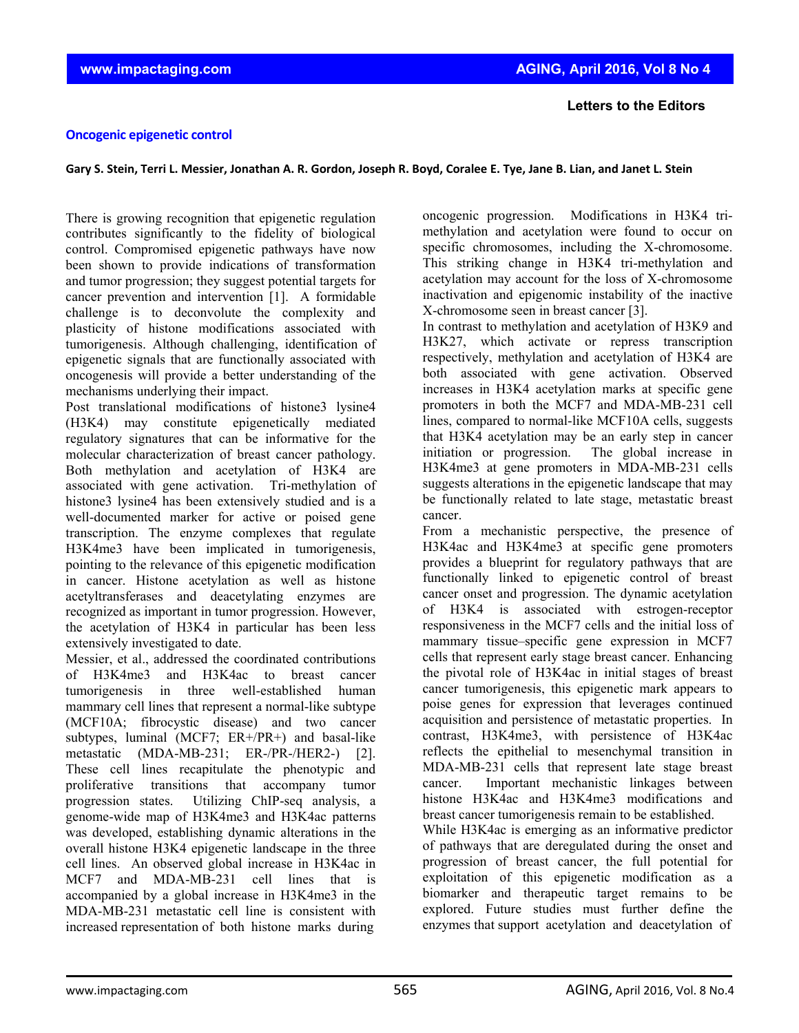Letters to the Editors

## Oncogenic epigenetic control

**Gary S. Stein, Terri L. Messier, Jonathan A. R. Gordon, Joseph R. Boyd, Coralee E. Tye, Jane B. Lian, and Janet L. Stein**

There is growing recognition that epigenetic regulation contributes significantly to the fidelity of biological control. Compromised epigenetic pathways have now been shown to provide indications of transformation and tumor progression; they suggest potential targets for cancer prevention and intervention [1]. A formidable challenge is to deconvolute the complexity and plasticity of histone modifications associated with tumorigenesis. Although challenging, identification of epigenetic signals that are functionally associated with oncogenesis will provide a better understanding of the mechanisms underlying their impact.

Post translational modifications of histone3 lysine4 (H3K4) may constitute epigenetically mediated regulatory signatures that can be informative for the molecular characterization of breast cancer pathology. Both methylation and acetylation of H3K4 are associated with gene activation. Tri-methylation of histone3 lysine4 has been extensively studied and is a well-documented marker for active or poised gene transcription. The enzyme complexes that regulate H3K4me3 have been implicated in tumorigenesis, pointing to the relevance of this epigenetic modification in cancer. Histone acetylation as well as histone acetyltransferases and deacetylating enzymes are recognized as important in tumor progression. However, the acetylation of H3K4 in particular has been less extensively investigated to date.

Messier, et al., addressed the coordinated contributions of H3K4me3 and H3K4ac to breast cancer tumorigenesis in three well-established human mammary cell lines that represent a normal-like subtype (MCF10A; fibrocystic disease) and two cancer subtypes, luminal (MCF7; ER+/PR+) and basal-like metastatic (MDA-MB-231; ER-/PR-/HER2-) [2]. These cell lines recapitulate the phenotypic and proliferative transitions that accompany tumor progression states. Utilizing ChIP-seq analysis, a genome-wide map of H3K4me3 and H3K4ac patterns was developed, establishing dynamic alterations in the overall histone H3K4 epigenetic landscape in the three cell lines. An observed global increase in H3K4ac in MCF7 and MDA-MB-231 cell lines that is accompanied by a global increase in H3K4me3 in the MDA-MB-231 metastatic cell line is consistent with increased representation of both histone marks during oncogenic progression. Modifications in H3K4 tri-methylation and acetylation were found to occur on specific chromosomes, including the X-chromosome. This striking change in H3K4 tri-methylation and acetylation may account for the loss of X-chromosome inactivation and epigenomic instability of the inactive X-chromosome seen in breast cancer [3].

In contrast to methylation and acetylation of H3K9 and H3K27, which activate or repress transcription respectively, methylation and acetylation of H3K4 are both associated with gene activation. Observed increases in H3K4 acetylation marks at specific gene promoters in both the MCF7 and MDA-MB-231 cell lines, compared to normal-like MCF10A cells, suggests that H3K4 acetylation may be an early step in cancer initiation or progression. The global increase in H3K4me3 at gene promoters in MDA-MB-231 cells suggests alterations in the epigenetic landscape that may be functionally related to late stage, metastatic breast cancer.

From a mechanistic perspective, the presence of H3K4ac and H3K4me3 at specific gene promoters provides a blueprint for regulatory pathways that are functionally linked to epigenetic control of breast cancer onset and progression. The dynamic acetylation of H3K4 is associated with estrogen-receptor responsiveness in the MCF7 cells and the initial loss of mammary tissue–specific gene expression in MCF7 cells that represent early stage breast cancer. Enhancing the pivotal role of H3K4ac in initial stages of breast cancer tumorigenesis, this epigenetic mark appears to poise genes for expression that leverages continued acquisition and persistence of metastatic properties. In contrast, H3K4me3, with persistence of H3K4ac reflects the epithelial to mesenchymal transition in MDA-MB-231 cells that represent late stage breast cancer. Important mechanistic linkages between histone H3K4ac and H3K4me3 modifications and breast cancer tumorigenesis remain to be established.

While H3K4ac is emerging as an informative predictor of pathways that are deregulated during the onset and progression of breast cancer, the full potential for exploitation of this epigenetic modification as a biomarker and therapeutic target remains to be explored. Future studies must further define the enzymes that support acetylation and deacetylation of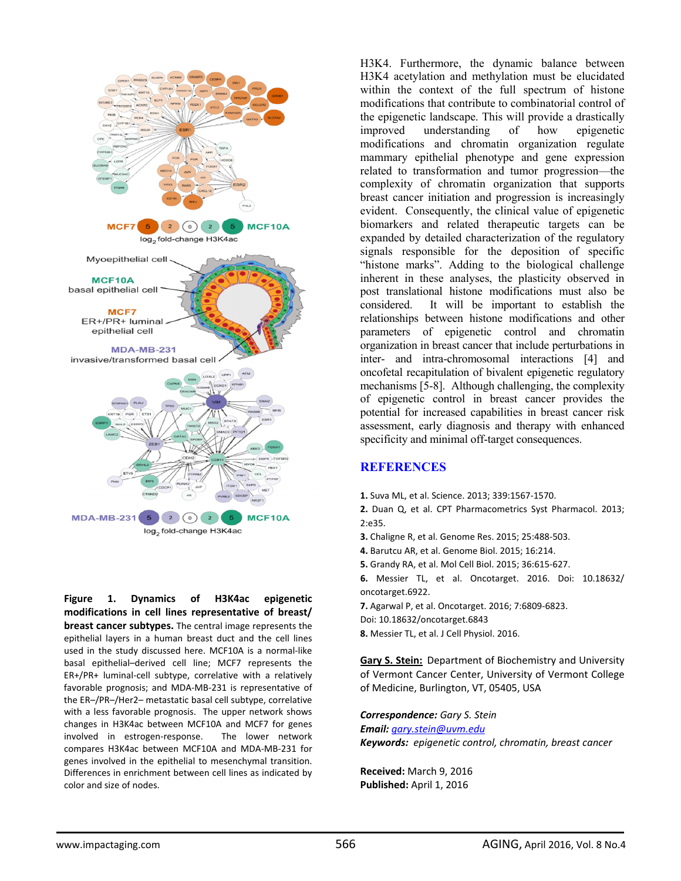MCF7 5 2 0 2 5 MCF10A

log$_2$ fold-change H3K4ac

Myoepithelial cell

MCF10A basal epithelial cell

MCF7 ER+/PR+ luminal epithelial cell

MDA-MB-231 invasive/transformed basal cell

MDA-MB-231 5 2 0 2 5 MCF10A

log$_2$ fold-change H3K4ac

**Figure 1. Dynamics of H3K4ac epigenetic modifications in cell lines representative of breast/breast cancer subtypes.** The central image represents the epithelial layers in a human breast duct and the cell lines used in the study discussed here. MCF10A is a normal-like basal epithelial–derived cell line; MCF7 represents the ER+/PR+ luminal-cell subtype, correlative with a relatively favorable prognosis; and MDA-MB-231 is representative of the ER–/PR–/Her2– metastatic basal cell subtype, correlative with a less favorable prognosis. The upper network shows changes in H3K4ac between MCF10A and MCF7 for genes involved in estrogen-response. The lower network compares H3K4ac between MCF10A and MDA-MB-231 for genes involved in the epithelial to mesenchymal transition. Differences in enrichment between cell lines as indicated by color and size of nodes.

H3K4. Furthermore, the dynamic balance between H3K4 acetylation and methylation must be elucidated within the context of the full spectrum of histone modifications that contribute to combinatorial control of the epigenetic landscape. This will provide a drastically improved understanding of how epigenetic modifications and chromatin organization regulate mammary epithelial phenotype and gene expression related to transformation and tumor progression—the complexity of chromatin organization that supports breast cancer initiation and progression is increasingly evident. Consequently, the clinical value of epigenetic biomarkers and related therapeutic targets can be expanded by detailed characterization of the regulatory signals responsible for the deposition of specific "histone marks". Adding to the biological challenge inherent in these analyses, the plasticity observed in post translational histone modifications must also be considered. It will be important to establish the relationships between histone modifications and other parameters of epigenetic control and chromatin organization in breast cancer that include perturbations in inter- and intra-chromosomal interactions [4] and oncofetal recapitulation of bivalent epigenetic regulatory mechanisms [5-8]. Although challenging, the complexity of epigenetic control in breast cancer provides the potential for increased capabilities in breast cancer risk assessment, early diagnosis and therapy with enhanced specificity and minimal off-target consequences.

## REFERENCES

**1.** Suva ML, et al. Science. 2013; 339:1567-1570.

**2.** Duan Q, et al. CPT Pharmacometrics Syst Pharmacol. 2013; 2:e35.

**3.** Chaligne R, et al. Genome Res. 2015; 25:488-503.

**4.** Barutcu AR, et al. Genome Biol. 2015; 16:214.

**5.** Grandy RA, et al. Mol Cell Biol. 2015; 36:615-627.

**6.** Messier TL, et al. Oncotarget. 2016. Doi: 10.18632/oncotarget.6922.

**7.** Agarwal P, et al. Oncotarget. 2016; 7:6809-6823. Doi: 10.18632/oncotarget.6843

**8.** Messier TL, et al. J Cell Physiol. 2016.

**Gary S. Stein:** Department of Biochemistry and University of Vermont Cancer Center, University of Vermont College of Medicine, Burlington, VT, 05405, USA

***Correspondence:*** *Gary S. Stein*

***Email:*** *gary.stein@uvm.edu*

***Keywords:*** *epigenetic control, chromatin, breast cancer*

**Received:** March 9, 2016

**Published:** April 1, 2016